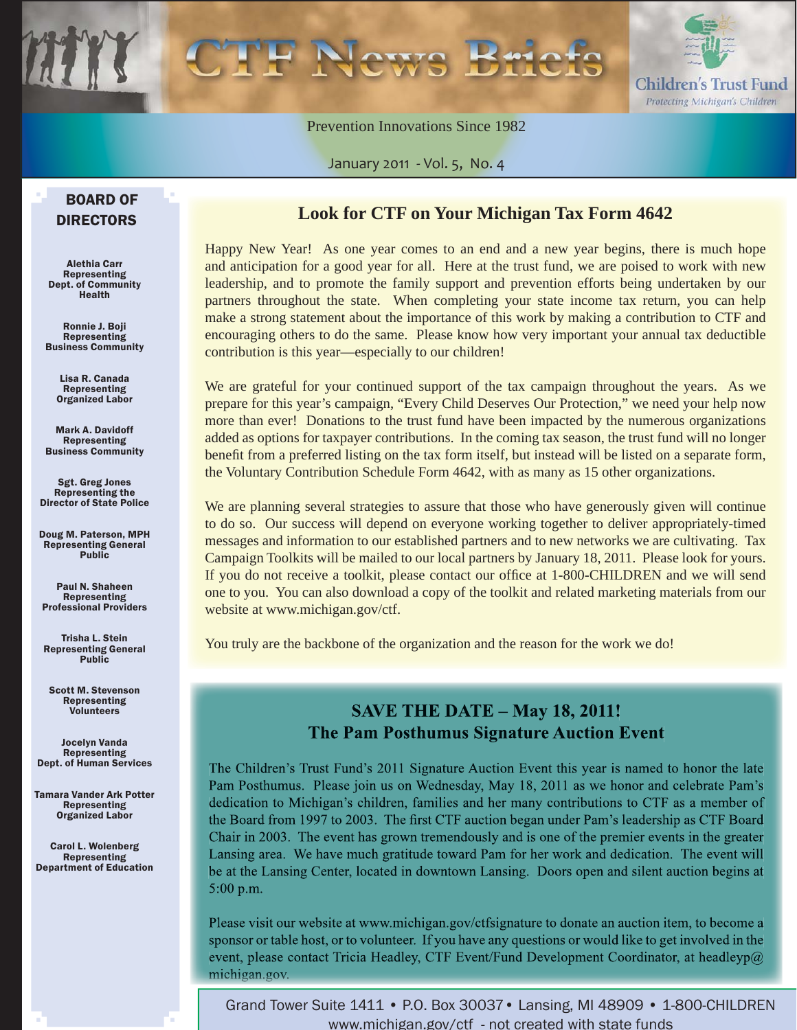# CTF News Briefs

Children's Trust Fund
*Protecting Michigan's Children*

Prevention Innovations Since 1982

January 2011 - Vol. 5, No. 4

## Look for CTF on Your Michigan Tax Form 4642

Happy New Year! As one year comes to an end and a new year begins, there is much hope and anticipation for a good year for all. Here at the trust fund, we are poised to work with new leadership, and to promote the family support and prevention efforts being undertaken by our partners throughout the state. When completing your state income tax return, you can help make a strong statement about the importance of this work by making a contribution to CTF and encouraging others to do the same. Please know how very important your annual tax deductible contribution is this year—especially to our children!

We are grateful for your continued support of the tax campaign throughout the years. As we prepare for this year's campaign, "Every Child Deserves Our Protection," we need your help now more than ever! Donations to the trust fund have been impacted by the numerous organizations added as options for taxpayer contributions. In the coming tax season, the trust fund will no longer benefit from a preferred listing on the tax form itself, but instead will be listed on a separate form, the Voluntary Contribution Schedule Form 4642, with as many as 15 other organizations.

We are planning several strategies to assure that those who have generously given will continue to do so. Our success will depend on everyone working together to deliver appropriately-timed messages and information to our established partners and to new networks we are cultivating. Tax Campaign Toolkits will be mailed to our local partners by January 18, 2011. Please look for yours. If you do not receive a toolkit, please contact our office at 1-800-CHILDREN and we will send one to you. You can also download a copy of the toolkit and related marketing materials from our website at www.michigan.gov/ctf.

You truly are the backbone of the organization and the reason for the work we do!

## SAVE THE DATE – May 18, 2011!
## The Pam Posthumus Signature Auction Event

The Children's Trust Fund's 2011 Signature Auction Event this year is named to honor the late Pam Posthumus. Please join us on Wednesday, May 18, 2011 as we honor and celebrate Pam's dedication to Michigan's children, families and her many contributions to CTF as a member of the Board from 1997 to 2003. The first CTF auction began under Pam's leadership as CTF Board Chair in 2003. The event has grown tremendously and is one of the premier events in the greater Lansing area. We have much gratitude toward Pam for her work and dedication. The event will be at the Lansing Center, located in downtown Lansing. Doors open and silent auction begins at 5:00 p.m.

Please visit our website at www.michigan.gov/ctfsignature to donate an auction item, to become a sponsor or table host, or to volunteer. If you have any questions or would like to get involved in the event, please contact Tricia Headley, CTF Event/Fund Development Coordinator, at headleyp@michigan.gov.

## BOARD OF DIRECTORS

**Alethia Carr**
Representing
Dept. of Community Health

**Ronnie J. Boji**
Representing
Business Community

**Lisa R. Canada**
Representing
Organized Labor

**Mark A. Davidoff**
Representing
Business Community

**Sgt. Greg Jones**
Representing the
Director of State Police

**Doug M. Paterson, MPH**
Representing General Public

**Paul N. Shaheen**
Representing
Professional Providers

**Trisha L. Stein**
Representing General Public

**Scott M. Stevenson**
Representing
Volunteers

**Jocelyn Vanda**
Representing
Dept. of Human Services

**Tamara Vander Ark Potter**
Representing
Organized Labor

**Carol L. Wolenberg**
Representing
Department of Education

Grand Tower Suite 1411 • P.O. Box 30037 • Lansing, MI 48909 • 1-800-CHILDREN
www.michigan.gov/ctf - not created with state funds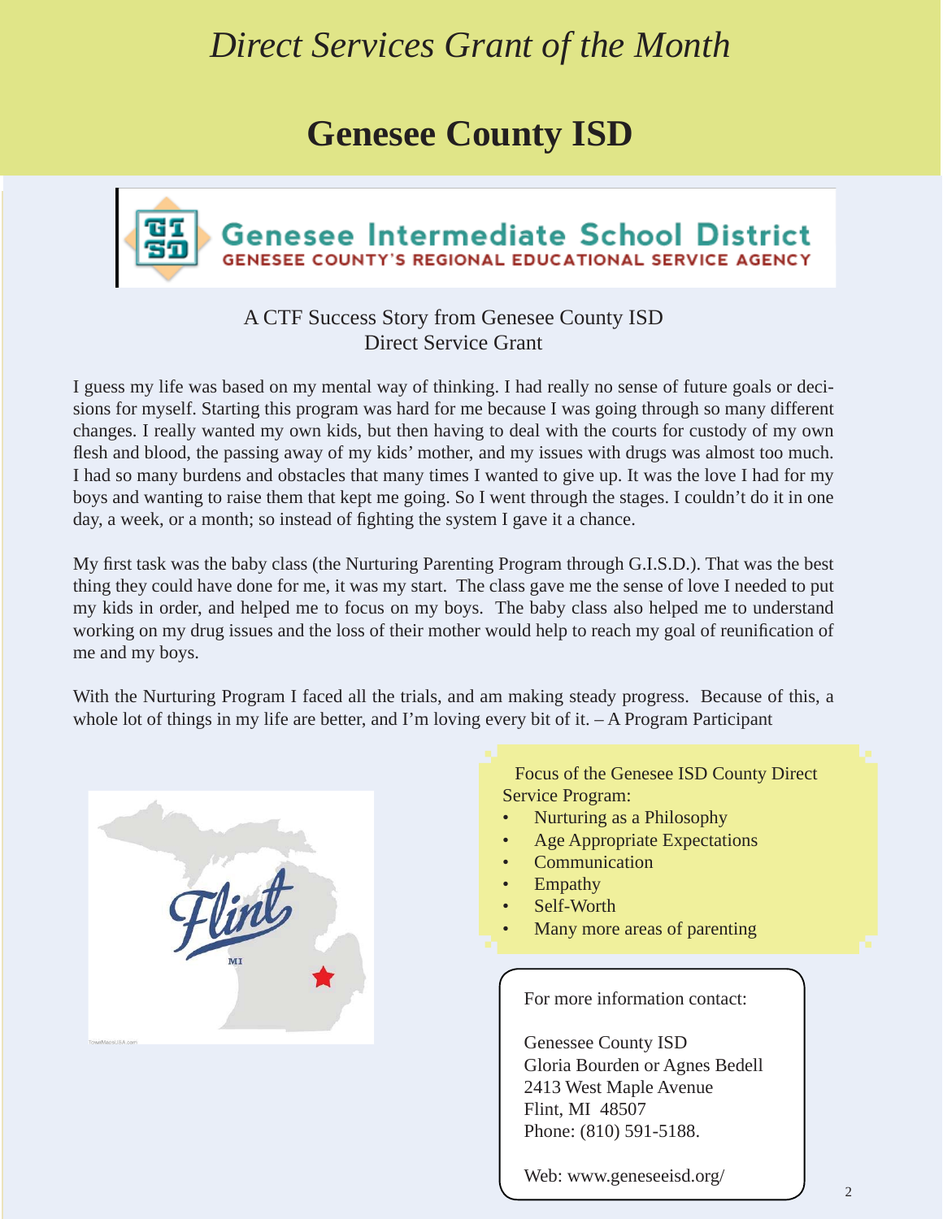# *Direct Services Grant of the Month*

## Genesee County ISD

**Genesee Intermediate School District**
GENESEE COUNTY'S REGIONAL EDUCATIONAL SERVICE AGENCY

A CTF Success Story from Genesee County ISD
Direct Service Grant

I guess my life was based on my mental way of thinking. I had really no sense of future goals or decisions for myself. Starting this program was hard for me because I was going through so many different changes. I really wanted my own kids, but then having to deal with the courts for custody of my own flesh and blood, the passing away of my kids' mother, and my issues with drugs was almost too much. I had so many burdens and obstacles that many times I wanted to give up. It was the love I had for my boys and wanting to raise them that kept me going. So I went through the stages. I couldn't do it in one day, a week, or a month; so instead of fighting the system I gave it a chance.

My first task was the baby class (the Nurturing Parenting Program through G.I.S.D.). That was the best thing they could have done for me, it was my start. The class gave me the sense of love I needed to put my kids in order, and helped me to focus on my boys. The baby class also helped me to understand working on my drug issues and the loss of their mother would help to reach my goal of reunification of me and my boys.

With the Nurturing Program I faced all the trials, and am making steady progress. Because of this, a whole lot of things in my life are better, and I'm loving every bit of it. – A Program Participant

Focus of the Genesee ISD County Direct Service Program:

- Nurturing as a Philosophy
- Age Appropriate Expectations
- Communication
- Empathy
- Self-Worth
- Many more areas of parenting

For more information contact:

Genessee County ISD
Gloria Bourden or Agnes Bedell
2413 West Maple Avenue
Flint, MI 48507
Phone: (810) 591-5188.

Web: www.geneseeisd.org/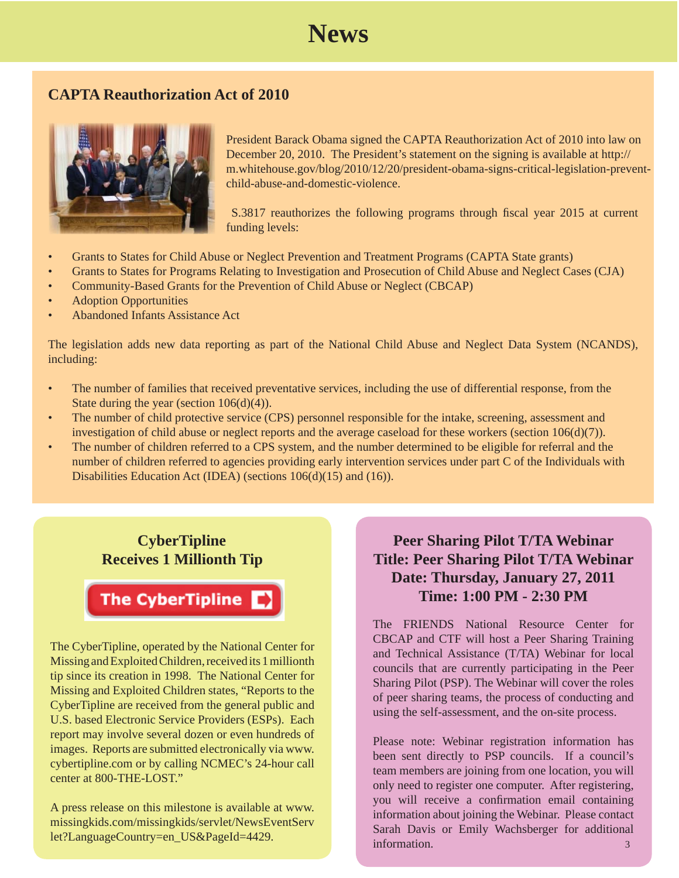# News

## CAPTA Reauthorization Act of 2010

President Barack Obama signed the CAPTA Reauthorization Act of 2010 into law on December 20, 2010. The President's statement on the signing is available at http://m.whitehouse.gov/blog/2010/12/20/president-obama-signs-critical-legislation-prevent-child-abuse-and-domestic-violence.

S.3817 reauthorizes the following programs through fiscal year 2015 at current funding levels:

- Grants to States for Child Abuse or Neglect Prevention and Treatment Programs (CAPTA State grants)
- Grants to States for Programs Relating to Investigation and Prosecution of Child Abuse and Neglect Cases (CJA)
- Community-Based Grants for the Prevention of Child Abuse or Neglect (CBCAP)
- Adoption Opportunities
- Abandoned Infants Assistance Act

The legislation adds new data reporting as part of the National Child Abuse and Neglect Data System (NCANDS), including:

- The number of families that received preventative services, including the use of differential response, from the State during the year (section 106(d)(4)).
- The number of child protective service (CPS) personnel responsible for the intake, screening, assessment and investigation of child abuse or neglect reports and the average caseload for these workers (section 106(d)(7)).
- The number of children referred to a CPS system, and the number determined to be eligible for referral and the number of children referred to agencies providing early intervention services under part C of the Individuals with Disabilities Education Act (IDEA) (sections 106(d)(15) and (16)).

## CyberTipline Receives 1 Millionth Tip

The CyberTipline

The CyberTipline, operated by the National Center for Missing and Exploited Children, received its 1 millionth tip since its creation in 1998. The National Center for Missing and Exploited Children states, "Reports to the CyberTipline are received from the general public and U.S. based Electronic Service Providers (ESPs). Each report may involve several dozen or even hundreds of images. Reports are submitted electronically via www.cybertipline.com or by calling NCMEC's 24-hour call center at 800-THE-LOST."

A press release on this milestone is available at www.missingkids.com/missingkids/servlet/NewsEventServlet?LanguageCountry=en_US&PageId=4429.

## Peer Sharing Pilot T/TA Webinar

**Title: Peer Sharing Pilot T/TA Webinar**
**Date: Thursday, January 27, 2011**
**Time: 1:00 PM - 2:30 PM**

The FRIENDS National Resource Center for CBCAP and CTF will host a Peer Sharing Training and Technical Assistance (T/TA) Webinar for local councils that are currently participating in the Peer Sharing Pilot (PSP). The Webinar will cover the roles of peer sharing teams, the process of conducting and using the self-assessment, and the on-site process.

Please note: Webinar registration information has been sent directly to PSP councils. If a council's team members are joining from one location, you will only need to register one computer. After registering, you will receive a confirmation email containing information about joining the Webinar. Please contact Sarah Davis or Emily Wachsberger for additional information.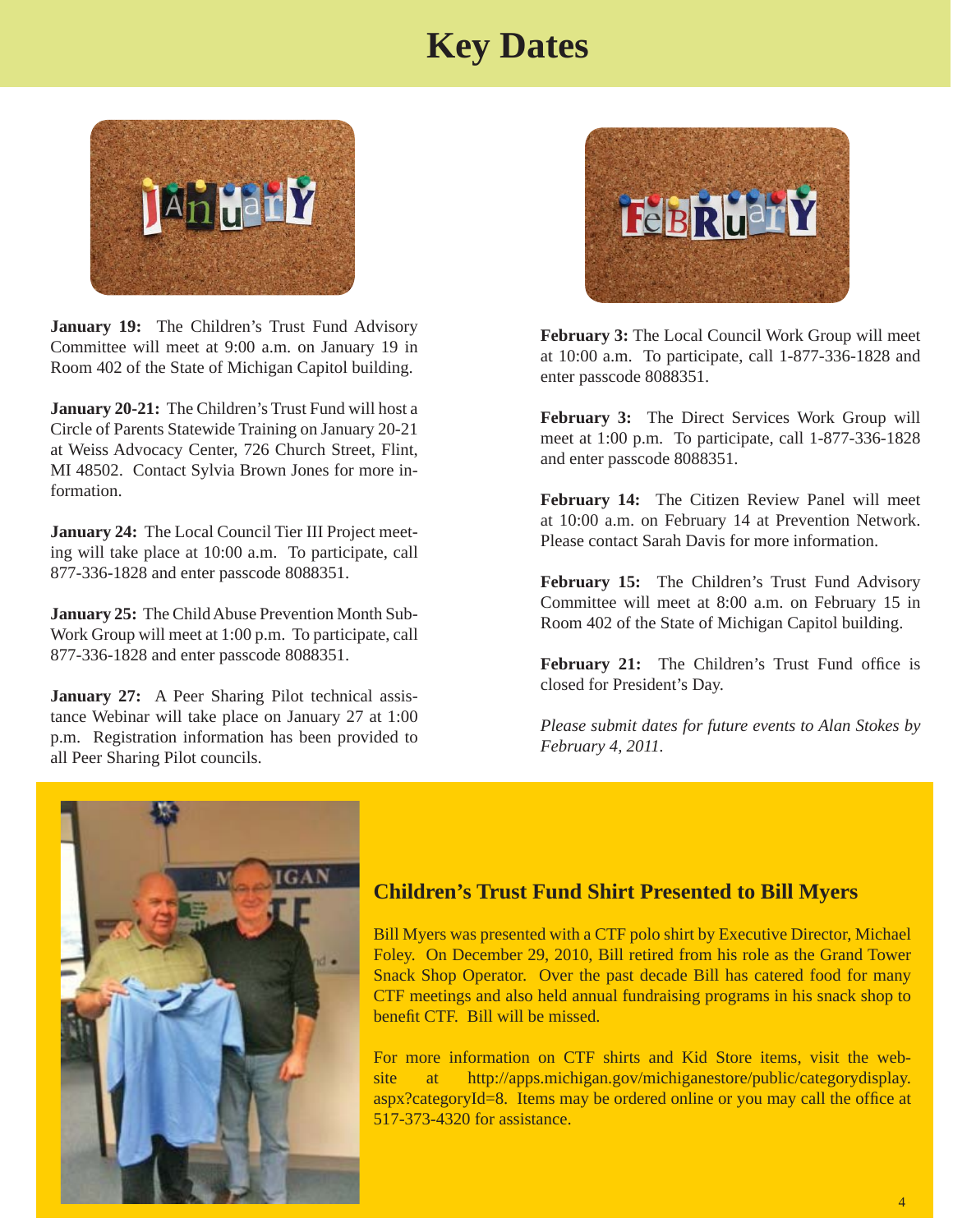# Key Dates

**January 19:** The Children's Trust Fund Advisory Committee will meet at 9:00 a.m. on January 19 in Room 402 of the State of Michigan Capitol building.

**January 20-21:** The Children's Trust Fund will host a Circle of Parents Statewide Training on January 20-21 at Weiss Advocacy Center, 726 Church Street, Flint, MI 48502. Contact Sylvia Brown Jones for more information.

**January 24:** The Local Council Tier III Project meeting will take place at 10:00 a.m. To participate, call 877-336-1828 and enter passcode 8088351.

**January 25:** The Child Abuse Prevention Month Sub-Work Group will meet at 1:00 p.m. To participate, call 877-336-1828 and enter passcode 8088351.

**January 27:** A Peer Sharing Pilot technical assistance Webinar will take place on January 27 at 1:00 p.m. Registration information has been provided to all Peer Sharing Pilot councils.

**February 3:** The Local Council Work Group will meet at 10:00 a.m. To participate, call 1-877-336-1828 and enter passcode 8088351.

**February 3:** The Direct Services Work Group will meet at 1:00 p.m. To participate, call 1-877-336-1828 and enter passcode 8088351.

**February 14:** The Citizen Review Panel will meet at 10:00 a.m. on February 14 at Prevention Network. Please contact Sarah Davis for more information.

**February 15:** The Children's Trust Fund Advisory Committee will meet at 8:00 a.m. on February 15 in Room 402 of the State of Michigan Capitol building.

**February 21:** The Children's Trust Fund office is closed for President's Day.

*Please submit dates for future events to Alan Stokes by February 4, 2011.*

## Children's Trust Fund Shirt Presented to Bill Myers

Bill Myers was presented with a CTF polo shirt by Executive Director, Michael Foley. On December 29, 2010, Bill retired from his role as the Grand Tower Snack Shop Operator. Over the past decade Bill has catered food for many CTF meetings and also held annual fundraising programs in his snack shop to benefit CTF. Bill will be missed.

For more information on CTF shirts and Kid Store items, visit the website at http://apps.michigan.gov/michiganestore/public/categorydisplay.aspx?categoryId=8. Items may be ordered online or you may call the office at 517-373-4320 for assistance.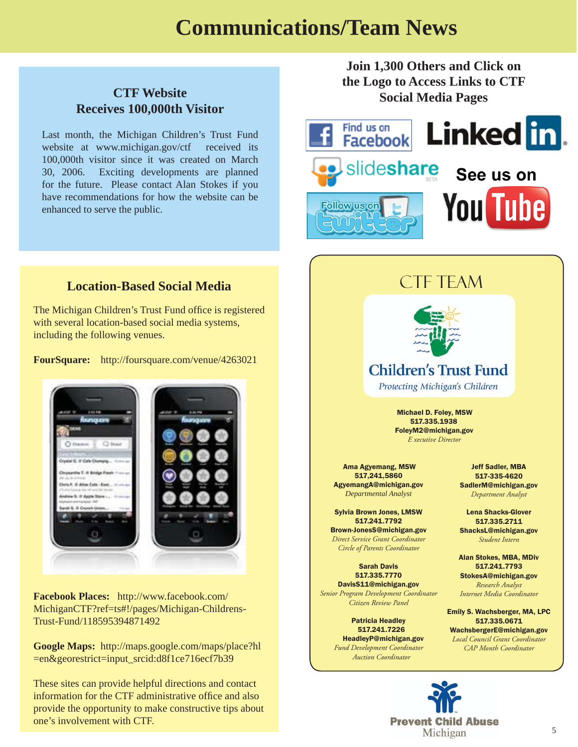# Communications/Team News

## CTF Website Receives 100,000th Visitor

Last month, the Michigan Children's Trust Fund website at www.michigan.gov/ctf received its 100,000th visitor since it was created on March 30, 2006. Exciting developments are planned for the future. Please contact Alan Stokes if you have recommendations for how the website can be enhanced to serve the public.

## Location-Based Social Media

The Michigan Children's Trust Fund office is registered with several location-based social media systems, including the following venues.

**FourSquare:** http://foursquare.com/venue/4263021

**Facebook Places:** http://www.facebook.com/MichiganCTF?ref=ts#!/pages/Michigan-Childrens-Trust-Fund/118595394871492

**Google Maps:** http://maps.google.com/maps/place?hl=en&georestrict=input_srcid:d8f1ce716ecf7b39

These sites can provide helpful directions and contact information for the CTF administrative office and also provide the opportunity to make constructive tips about one's involvement with CTF.

## Join 1,300 Others and Click on the Logo to Access Links to CTF Social Media Pages

Find us on Facebook

LinkedIn

slideshare

See us on YouTube

Follow us on twitter

## CTF TEAM

Children's Trust Fund
*Protecting Michigan's Children*

**Michael D. Foley, MSW**
517.335.1938
FoleyM2@michigan.gov
*Executive Director*

**Ama Agyemang, MSW**
517,241,5860
AgyemangA@michigan.gov
*Departmental Analyst*

**Sylvia Brown Jones, LMSW**
517.241.7792
Brown-JonesS@michigan.gov
*Direct Service Grant Coordinator*
*Circle of Parents Coordinator*

**Sarah Davis**
517.335.7770
DavisS11@michigan.gov
*Senior Program Development Coordinator*
*Citizen Review Panel*

**Patricia Headley**
517.241.7226
HeadleyP@michigan.gov
*Fund Development Coordinator*
*Auction Coordinator*

**Jeff Sadler, MBA**
517-335-4620
SadlerM@michigan.gov
*Department Analyst*

**Lena Shacks-Glover**
517.335.2711
ShacksL@michigan.gov
*Student Intern*

**Alan Stokes, MBA, MDiv**
517.241.7793
StokesA@michigan.gov
*Research Analyst*
*Internet Media Coordinator*

**Emily S. Wachsberger, MA, LPC**
517.335.0671
WachsbergerE@michigan.gov
*Local Council Grant Coordinator*
*CAP Month Coordinator*

Prevent Child Abuse Michigan